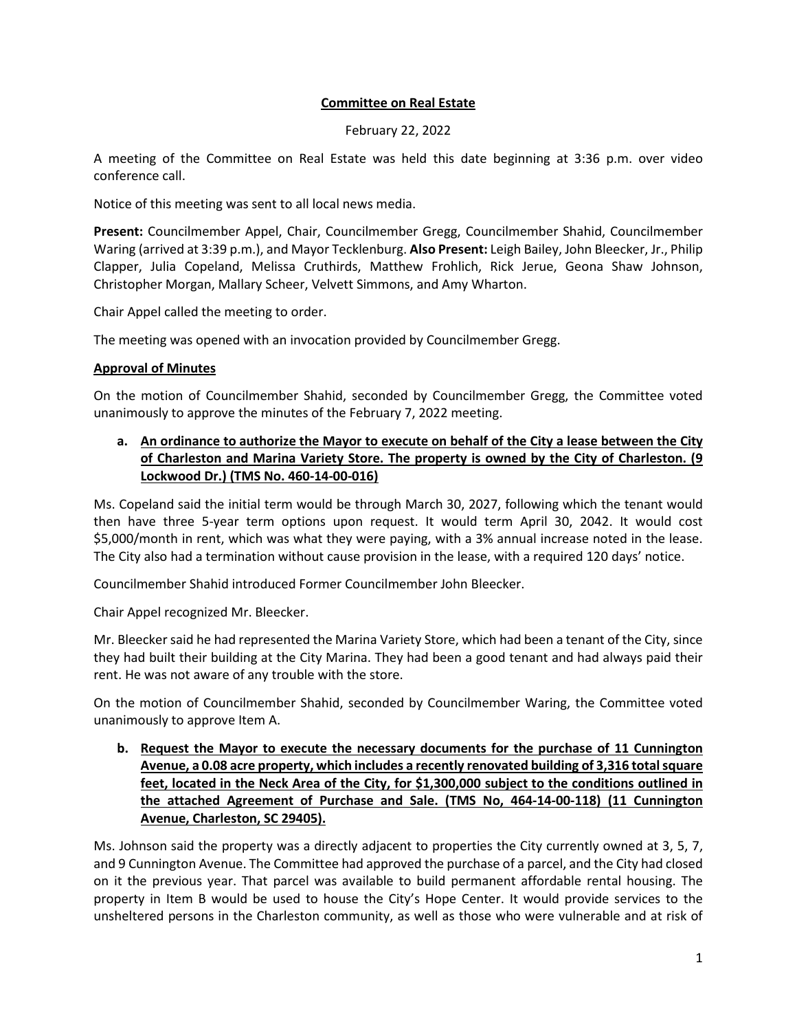# Committee on Real Estate

February 22, 2022

A meeting of the Committee on Real Estate was held this date beginning at 3:36 p.m. over video conference call.

Notice of this meeting was sent to all local news media.

**Present:** Councilmember Appel, Chair, Councilmember Gregg, Councilmember Shahid, Councilmember Waring (arrived at 3:39 p.m.), and Mayor Tecklenburg. **Also Present:** Leigh Bailey, John Bleecker, Jr., Philip Clapper, Julia Copeland, Melissa Cruthirds, Matthew Frohlich, Rick Jerue, Geona Shaw Johnson, Christopher Morgan, Mallary Scheer, Velvett Simmons, and Amy Wharton.

Chair Appel called the meeting to order.

The meeting was opened with an invocation provided by Councilmember Gregg.

## Approval of Minutes

On the motion of Councilmember Shahid, seconded by Councilmember Gregg, the Committee voted unanimously to approve the minutes of the February 7, 2022 meeting.

**a. An ordinance to authorize the Mayor to execute on behalf of the City a lease between the City of Charleston and Marina Variety Store. The property is owned by the City of Charleston. (9 Lockwood Dr.) (TMS No. 460-14-00-016)**

Ms. Copeland said the initial term would be through March 30, 2027, following which the tenant would then have three 5-year term options upon request. It would term April 30, 2042. It would cost $5,000/month in rent, which was what they were paying, with a 3% annual increase noted in the lease. The City also had a termination without cause provision in the lease, with a required 120 days' notice.

Councilmember Shahid introduced Former Councilmember John Bleecker.

Chair Appel recognized Mr. Bleecker.

Mr. Bleecker said he had represented the Marina Variety Store, which had been a tenant of the City, since they had built their building at the City Marina. They had been a good tenant and had always paid their rent. He was not aware of any trouble with the store.

On the motion of Councilmember Shahid, seconded by Councilmember Waring, the Committee voted unanimously to approve Item A.

**b. Request the Mayor to execute the necessary documents for the purchase of 11 Cunnington Avenue, a 0.08 acre property, which includes a recently renovated building of 3,316 total square feet, located in the Neck Area of the City, for $1,300,000 subject to the conditions outlined in the attached Agreement of Purchase and Sale. (TMS No, 464-14-00-118) (11 Cunnington Avenue, Charleston, SC 29405).**

Ms. Johnson said the property was a directly adjacent to properties the City currently owned at 3, 5, 7, and 9 Cunnington Avenue. The Committee had approved the purchase of a parcel, and the City had closed on it the previous year. That parcel was available to build permanent affordable rental housing. The property in Item B would be used to house the City's Hope Center. It would provide services to the unsheltered persons in the Charleston community, as well as those who were vulnerable and at risk of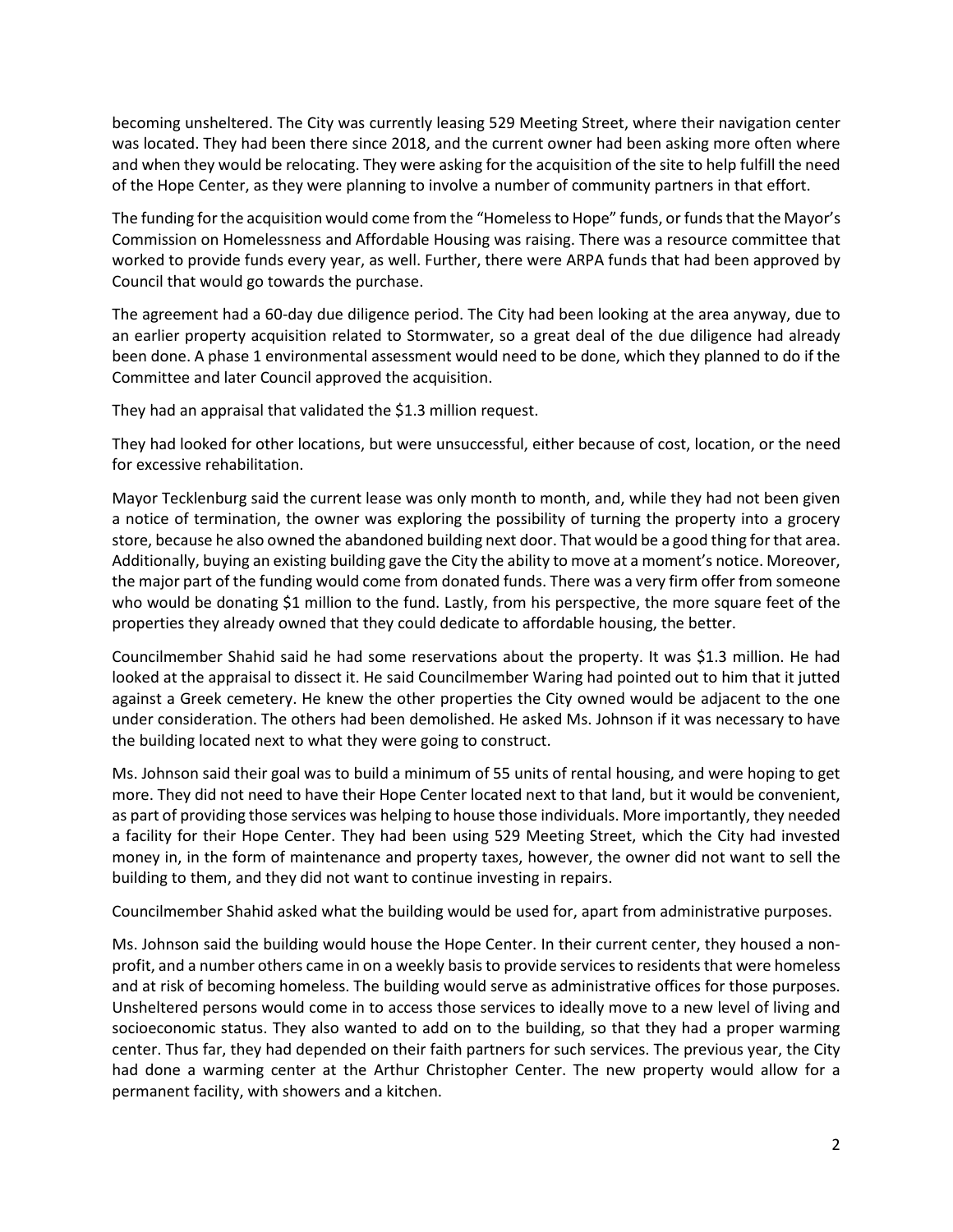becoming unsheltered. The City was currently leasing 529 Meeting Street, where their navigation center was located. They had been there since 2018, and the current owner had been asking more often where and when they would be relocating. They were asking for the acquisition of the site to help fulfill the need of the Hope Center, as they were planning to involve a number of community partners in that effort.

The funding for the acquisition would come from the "Homeless to Hope" funds, or funds that the Mayor's Commission on Homelessness and Affordable Housing was raising. There was a resource committee that worked to provide funds every year, as well. Further, there were ARPA funds that had been approved by Council that would go towards the purchase.

The agreement had a 60-day due diligence period. The City had been looking at the area anyway, due to an earlier property acquisition related to Stormwater, so a great deal of the due diligence had already been done. A phase 1 environmental assessment would need to be done, which they planned to do if the Committee and later Council approved the acquisition.

They had an appraisal that validated the $1.3 million request.

They had looked for other locations, but were unsuccessful, either because of cost, location, or the need for excessive rehabilitation.

Mayor Tecklenburg said the current lease was only month to month, and, while they had not been given a notice of termination, the owner was exploring the possibility of turning the property into a grocery store, because he also owned the abandoned building next door. That would be a good thing for that area. Additionally, buying an existing building gave the City the ability to move at a moment's notice. Moreover, the major part of the funding would come from donated funds. There was a very firm offer from someone who would be donating $1 million to the fund. Lastly, from his perspective, the more square feet of the properties they already owned that they could dedicate to affordable housing, the better.

Councilmember Shahid said he had some reservations about the property. It was $1.3 million. He had looked at the appraisal to dissect it. He said Councilmember Waring had pointed out to him that it jutted against a Greek cemetery. He knew the other properties the City owned would be adjacent to the one under consideration. The others had been demolished. He asked Ms. Johnson if it was necessary to have the building located next to what they were going to construct.

Ms. Johnson said their goal was to build a minimum of 55 units of rental housing, and were hoping to get more. They did not need to have their Hope Center located next to that land, but it would be convenient, as part of providing those services was helping to house those individuals. More importantly, they needed a facility for their Hope Center. They had been using 529 Meeting Street, which the City had invested money in, in the form of maintenance and property taxes, however, the owner did not want to sell the building to them, and they did not want to continue investing in repairs.

Councilmember Shahid asked what the building would be used for, apart from administrative purposes.

Ms. Johnson said the building would house the Hope Center. In their current center, they housed a non-profit, and a number others came in on a weekly basis to provide services to residents that were homeless and at risk of becoming homeless. The building would serve as administrative offices for those purposes. Unsheltered persons would come in to access those services to ideally move to a new level of living and socioeconomic status. They also wanted to add on to the building, so that they had a proper warming center. Thus far, they had depended on their faith partners for such services. The previous year, the City had done a warming center at the Arthur Christopher Center. The new property would allow for a permanent facility, with showers and a kitchen.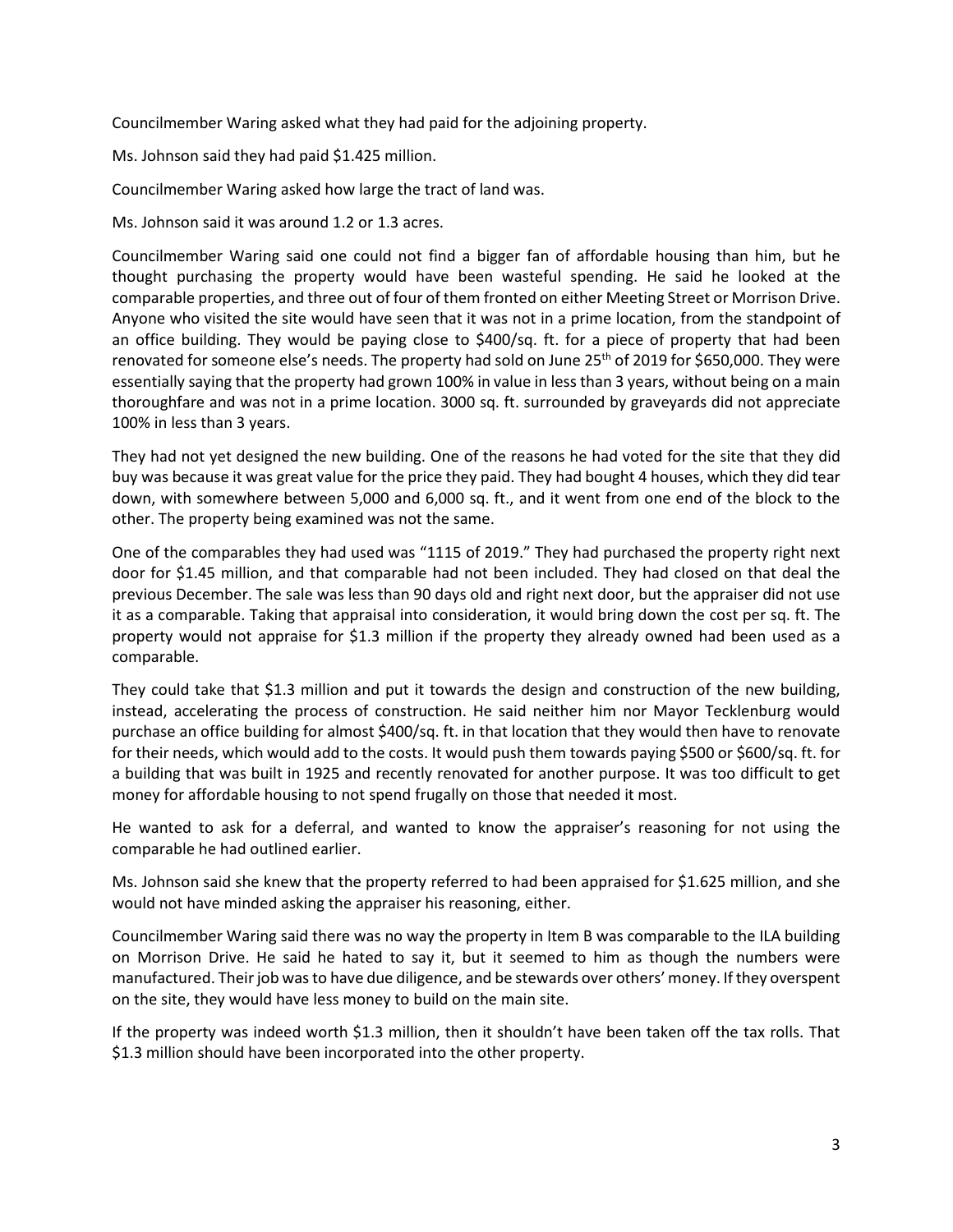Councilmember Waring asked what they had paid for the adjoining property.

Ms. Johnson said they had paid $1.425 million.

Councilmember Waring asked how large the tract of land was.

Ms. Johnson said it was around 1.2 or 1.3 acres.

Councilmember Waring said one could not find a bigger fan of affordable housing than him, but he thought purchasing the property would have been wasteful spending. He said he looked at the comparable properties, and three out of four of them fronted on either Meeting Street or Morrison Drive. Anyone who visited the site would have seen that it was not in a prime location, from the standpoint of an office building. They would be paying close to $400/sq. ft. for a piece of property that had been renovated for someone else's needs. The property had sold on June 25th of 2019 for $650,000. They were essentially saying that the property had grown 100% in value in less than 3 years, without being on a main thoroughfare and was not in a prime location. 3000 sq. ft. surrounded by graveyards did not appreciate 100% in less than 3 years.

They had not yet designed the new building. One of the reasons he had voted for the site that they did buy was because it was great value for the price they paid. They had bought 4 houses, which they did tear down, with somewhere between 5,000 and 6,000 sq. ft., and it went from one end of the block to the other. The property being examined was not the same.

One of the comparables they had used was "1115 of 2019." They had purchased the property right next door for $1.45 million, and that comparable had not been included. They had closed on that deal the previous December. The sale was less than 90 days old and right next door, but the appraiser did not use it as a comparable. Taking that appraisal into consideration, it would bring down the cost per sq. ft. The property would not appraise for $1.3 million if the property they already owned had been used as a comparable.

They could take that $1.3 million and put it towards the design and construction of the new building, instead, accelerating the process of construction. He said neither him nor Mayor Tecklenburg would purchase an office building for almost $400/sq. ft. in that location that they would then have to renovate for their needs, which would add to the costs. It would push them towards paying $500 or $600/sq. ft. for a building that was built in 1925 and recently renovated for another purpose. It was too difficult to get money for affordable housing to not spend frugally on those that needed it most.

He wanted to ask for a deferral, and wanted to know the appraiser's reasoning for not using the comparable he had outlined earlier.

Ms. Johnson said she knew that the property referred to had been appraised for $1.625 million, and she would not have minded asking the appraiser his reasoning, either.

Councilmember Waring said there was no way the property in Item B was comparable to the ILA building on Morrison Drive. He said he hated to say it, but it seemed to him as though the numbers were manufactured. Their job was to have due diligence, and be stewards over others' money. If they overspent on the site, they would have less money to build on the main site.

If the property was indeed worth $1.3 million, then it shouldn't have been taken off the tax rolls. That $1.3 million should have been incorporated into the other property.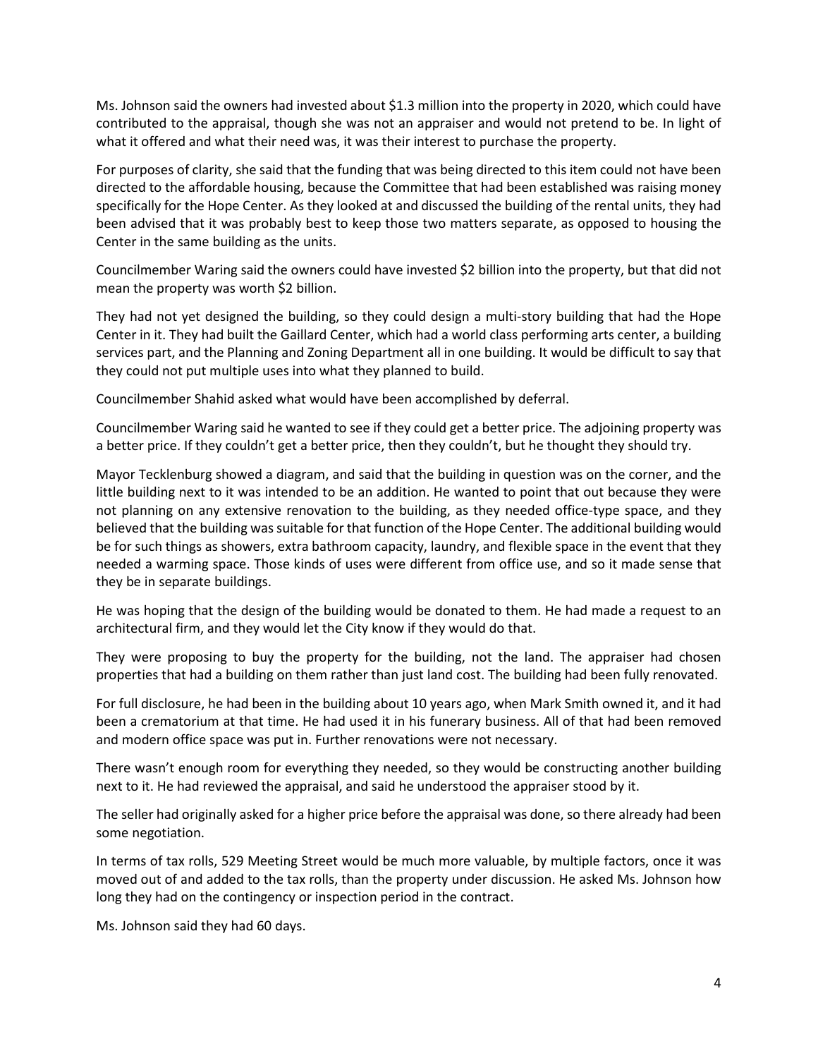Ms. Johnson said the owners had invested about $1.3 million into the property in 2020, which could have contributed to the appraisal, though she was not an appraiser and would not pretend to be. In light of what it offered and what their need was, it was their interest to purchase the property.

For purposes of clarity, she said that the funding that was being directed to this item could not have been directed to the affordable housing, because the Committee that had been established was raising money specifically for the Hope Center. As they looked at and discussed the building of the rental units, they had been advised that it was probably best to keep those two matters separate, as opposed to housing the Center in the same building as the units.

Councilmember Waring said the owners could have invested $2 billion into the property, but that did not mean the property was worth $2 billion.

They had not yet designed the building, so they could design a multi-story building that had the Hope Center in it. They had built the Gaillard Center, which had a world class performing arts center, a building services part, and the Planning and Zoning Department all in one building. It would be difficult to say that they could not put multiple uses into what they planned to build.

Councilmember Shahid asked what would have been accomplished by deferral.

Councilmember Waring said he wanted to see if they could get a better price. The adjoining property was a better price. If they couldn't get a better price, then they couldn't, but he thought they should try.

Mayor Tecklenburg showed a diagram, and said that the building in question was on the corner, and the little building next to it was intended to be an addition. He wanted to point that out because they were not planning on any extensive renovation to the building, as they needed office-type space, and they believed that the building was suitable for that function of the Hope Center. The additional building would be for such things as showers, extra bathroom capacity, laundry, and flexible space in the event that they needed a warming space. Those kinds of uses were different from office use, and so it made sense that they be in separate buildings.

He was hoping that the design of the building would be donated to them. He had made a request to an architectural firm, and they would let the City know if they would do that.

They were proposing to buy the property for the building, not the land. The appraiser had chosen properties that had a building on them rather than just land cost. The building had been fully renovated.

For full disclosure, he had been in the building about 10 years ago, when Mark Smith owned it, and it had been a crematorium at that time. He had used it in his funerary business. All of that had been removed and modern office space was put in. Further renovations were not necessary.

There wasn't enough room for everything they needed, so they would be constructing another building next to it. He had reviewed the appraisal, and said he understood the appraiser stood by it.

The seller had originally asked for a higher price before the appraisal was done, so there already had been some negotiation.

In terms of tax rolls, 529 Meeting Street would be much more valuable, by multiple factors, once it was moved out of and added to the tax rolls, than the property under discussion. He asked Ms. Johnson how long they had on the contingency or inspection period in the contract.

Ms. Johnson said they had 60 days.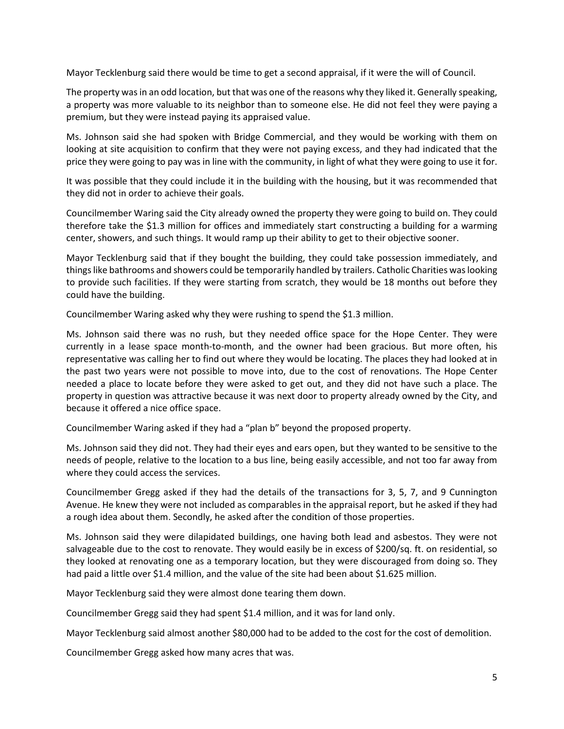Mayor Tecklenburg said there would be time to get a second appraisal, if it were the will of Council.

The property was in an odd location, but that was one of the reasons why they liked it. Generally speaking, a property was more valuable to its neighbor than to someone else. He did not feel they were paying a premium, but they were instead paying its appraised value.

Ms. Johnson said she had spoken with Bridge Commercial, and they would be working with them on looking at site acquisition to confirm that they were not paying excess, and they had indicated that the price they were going to pay was in line with the community, in light of what they were going to use it for.

It was possible that they could include it in the building with the housing, but it was recommended that they did not in order to achieve their goals.

Councilmember Waring said the City already owned the property they were going to build on. They could therefore take the $1.3 million for offices and immediately start constructing a building for a warming center, showers, and such things. It would ramp up their ability to get to their objective sooner.

Mayor Tecklenburg said that if they bought the building, they could take possession immediately, and things like bathrooms and showers could be temporarily handled by trailers. Catholic Charities was looking to provide such facilities. If they were starting from scratch, they would be 18 months out before they could have the building.

Councilmember Waring asked why they were rushing to spend the $1.3 million.

Ms. Johnson said there was no rush, but they needed office space for the Hope Center. They were currently in a lease space month-to-month, and the owner had been gracious. But more often, his representative was calling her to find out where they would be locating. The places they had looked at in the past two years were not possible to move into, due to the cost of renovations. The Hope Center needed a place to locate before they were asked to get out, and they did not have such a place. The property in question was attractive because it was next door to property already owned by the City, and because it offered a nice office space.

Councilmember Waring asked if they had a "plan b" beyond the proposed property.

Ms. Johnson said they did not. They had their eyes and ears open, but they wanted to be sensitive to the needs of people, relative to the location to a bus line, being easily accessible, and not too far away from where they could access the services.

Councilmember Gregg asked if they had the details of the transactions for 3, 5, 7, and 9 Cunnington Avenue. He knew they were not included as comparables in the appraisal report, but he asked if they had a rough idea about them. Secondly, he asked after the condition of those properties.

Ms. Johnson said they were dilapidated buildings, one having both lead and asbestos. They were not salvageable due to the cost to renovate. They would easily be in excess of $200/sq. ft. on residential, so they looked at renovating one as a temporary location, but they were discouraged from doing so. They had paid a little over $1.4 million, and the value of the site had been about $1.625 million.

Mayor Tecklenburg said they were almost done tearing them down.

Councilmember Gregg said they had spent $1.4 million, and it was for land only.

Mayor Tecklenburg said almost another $80,000 had to be added to the cost for the cost of demolition.

Councilmember Gregg asked how many acres that was.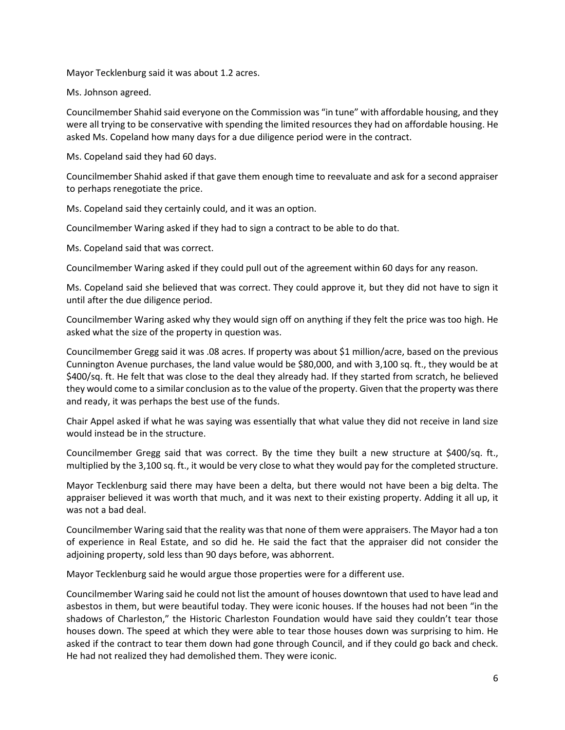Mayor Tecklenburg said it was about 1.2 acres.

Ms. Johnson agreed.

Councilmember Shahid said everyone on the Commission was "in tune" with affordable housing, and they were all trying to be conservative with spending the limited resources they had on affordable housing. He asked Ms. Copeland how many days for a due diligence period were in the contract.

Ms. Copeland said they had 60 days.

Councilmember Shahid asked if that gave them enough time to reevaluate and ask for a second appraiser to perhaps renegotiate the price.

Ms. Copeland said they certainly could, and it was an option.

Councilmember Waring asked if they had to sign a contract to be able to do that.

Ms. Copeland said that was correct.

Councilmember Waring asked if they could pull out of the agreement within 60 days for any reason.

Ms. Copeland said she believed that was correct. They could approve it, but they did not have to sign it until after the due diligence period.

Councilmember Waring asked why they would sign off on anything if they felt the price was too high. He asked what the size of the property in question was.

Councilmember Gregg said it was .08 acres. If property was about $1 million/acre, based on the previous Cunnington Avenue purchases, the land value would be $80,000, and with 3,100 sq. ft., they would be at $400/sq. ft. He felt that was close to the deal they already had. If they started from scratch, he believed they would come to a similar conclusion as to the value of the property. Given that the property was there and ready, it was perhaps the best use of the funds.

Chair Appel asked if what he was saying was essentially that what value they did not receive in land size would instead be in the structure.

Councilmember Gregg said that was correct. By the time they built a new structure at $400/sq. ft., multiplied by the 3,100 sq. ft., it would be very close to what they would pay for the completed structure.

Mayor Tecklenburg said there may have been a delta, but there would not have been a big delta. The appraiser believed it was worth that much, and it was next to their existing property. Adding it all up, it was not a bad deal.

Councilmember Waring said that the reality was that none of them were appraisers. The Mayor had a ton of experience in Real Estate, and so did he. He said the fact that the appraiser did not consider the adjoining property, sold less than 90 days before, was abhorrent.

Mayor Tecklenburg said he would argue those properties were for a different use.

Councilmember Waring said he could not list the amount of houses downtown that used to have lead and asbestos in them, but were beautiful today. They were iconic houses. If the houses had not been "in the shadows of Charleston," the Historic Charleston Foundation would have said they couldn't tear those houses down. The speed at which they were able to tear those houses down was surprising to him. He asked if the contract to tear them down had gone through Council, and if they could go back and check. He had not realized they had demolished them. They were iconic.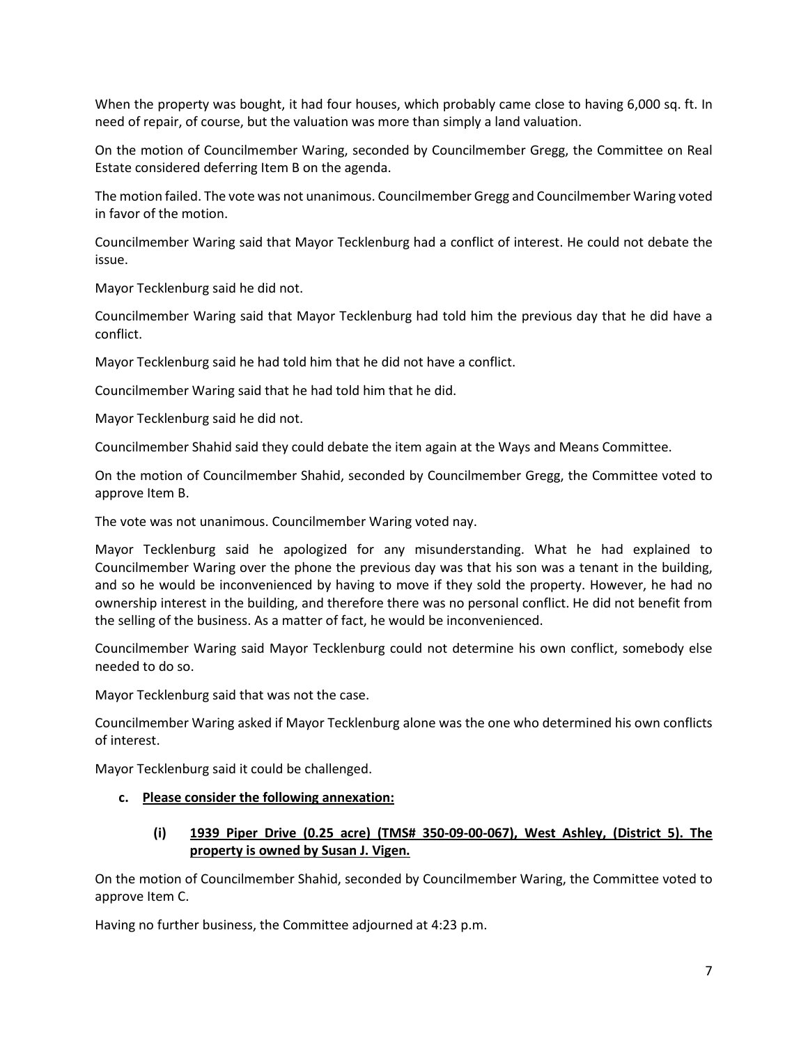When the property was bought, it had four houses, which probably came close to having 6,000 sq. ft. In need of repair, of course, but the valuation was more than simply a land valuation.

On the motion of Councilmember Waring, seconded by Councilmember Gregg, the Committee on Real Estate considered deferring Item B on the agenda.

The motion failed. The vote was not unanimous. Councilmember Gregg and Councilmember Waring voted in favor of the motion.

Councilmember Waring said that Mayor Tecklenburg had a conflict of interest. He could not debate the issue.

Mayor Tecklenburg said he did not.

Councilmember Waring said that Mayor Tecklenburg had told him the previous day that he did have a conflict.

Mayor Tecklenburg said he had told him that he did not have a conflict.

Councilmember Waring said that he had told him that he did.

Mayor Tecklenburg said he did not.

Councilmember Shahid said they could debate the item again at the Ways and Means Committee.

On the motion of Councilmember Shahid, seconded by Councilmember Gregg, the Committee voted to approve Item B.

The vote was not unanimous. Councilmember Waring voted nay.

Mayor Tecklenburg said he apologized for any misunderstanding. What he had explained to Councilmember Waring over the phone the previous day was that his son was a tenant in the building, and so he would be inconvenienced by having to move if they sold the property. However, he had no ownership interest in the building, and therefore there was no personal conflict. He did not benefit from the selling of the business. As a matter of fact, he would be inconvenienced.

Councilmember Waring said Mayor Tecklenburg could not determine his own conflict, somebody else needed to do so.

Mayor Tecklenburg said that was not the case.

Councilmember Waring asked if Mayor Tecklenburg alone was the one who determined his own conflicts of interest.

Mayor Tecklenburg said it could be challenged.

**c. <u>Please consider the following annexation:</u>**

**(i) <u>1939 Piper Drive (0.25 acre) (TMS# 350-09-00-067), West Ashley, (District 5). The property is owned by Susan J. Vigen.</u>**

On the motion of Councilmember Shahid, seconded by Councilmember Waring, the Committee voted to approve Item C.

Having no further business, the Committee adjourned at 4:23 p.m.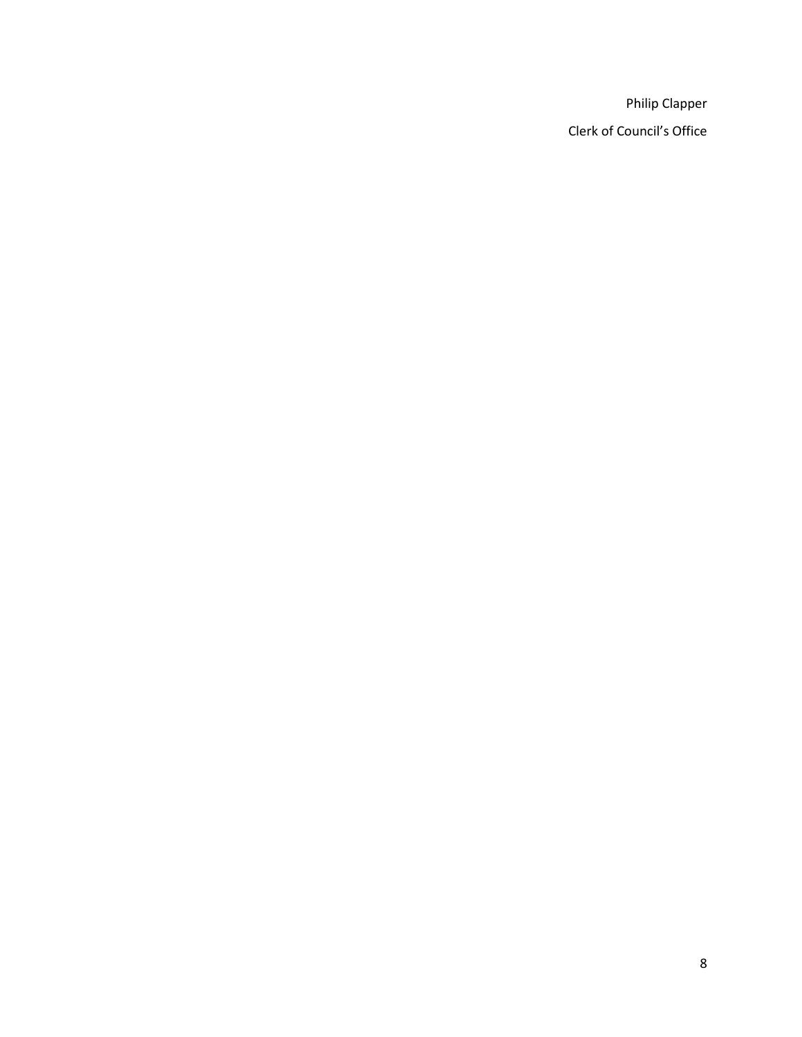Philip Clapper

Clerk of Council's Office